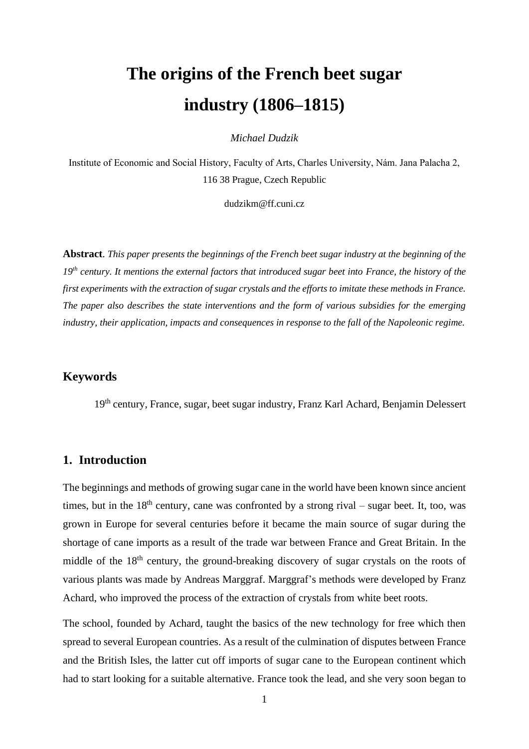# The origins of the French beet sugar industry (1806–1815)

*Michael Dudzik*

Institute of Economic and Social History, Faculty of Arts, Charles University, Nám. Jana Palacha 2, 116 38 Prague, Czech Republic

dudzikm@ff.cuni.cz

**Abstract**. *This paper presents the beginnings of the French beet sugar industry at the beginning of the 19th century. It mentions the external factors that introduced sugar beet into France, the history of the first experiments with the extraction of sugar crystals and the efforts to imitate these methods in France. The paper also describes the state interventions and the form of various subsidies for the emerging industry, their application, impacts and consequences in response to the fall of the Napoleonic regime.*

## Keywords

19th century, France, sugar, beet sugar industry, Franz Karl Achard, Benjamin Delessert

## 1. Introduction

The beginnings and methods of growing sugar cane in the world have been known since ancient times, but in the 18th century, cane was confronted by a strong rival – sugar beet. It, too, was grown in Europe for several centuries before it became the main source of sugar during the shortage of cane imports as a result of the trade war between France and Great Britain. In the middle of the 18th century, the ground-breaking discovery of sugar crystals on the roots of various plants was made by Andreas Marggraf. Marggraf's methods were developed by Franz Achard, who improved the process of the extraction of crystals from white beet roots.

The school, founded by Achard, taught the basics of the new technology for free which then spread to several European countries. As a result of the culmination of disputes between France and the British Isles, the latter cut off imports of sugar cane to the European continent which had to start looking for a suitable alternative. France took the lead, and she very soon began to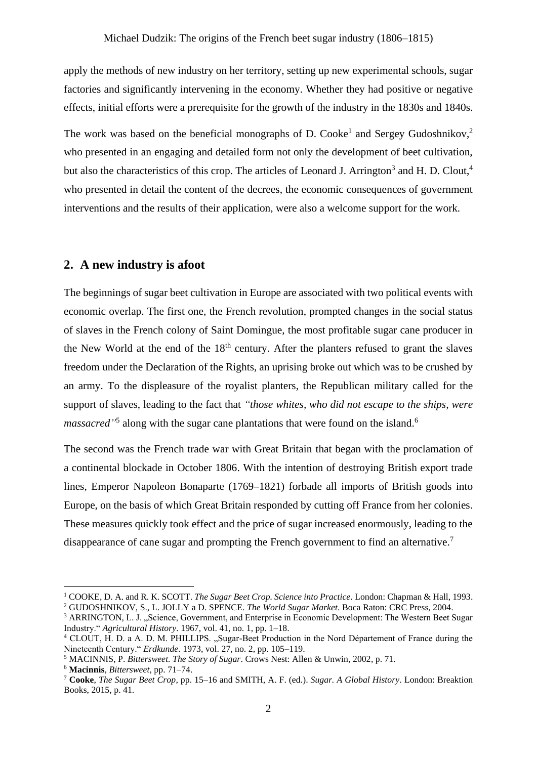apply the methods of new industry on her territory, setting up new experimental schools, sugar factories and significantly intervening in the economy. Whether they had positive or negative effects, initial efforts were a prerequisite for the growth of the industry in the 1830s and 1840s.

The work was based on the beneficial monographs of D. Cooke[1] and Sergey Gudoshnikov,[2] who presented in an engaging and detailed form not only the development of beet cultivation, but also the characteristics of this crop. The articles of Leonard J. Arrington[3] and H. D. Clout,[4] who presented in detail the content of the decrees, the economic consequences of government interventions and the results of their application, were also a welcome support for the work.

## 2. A new industry is afoot

The beginnings of sugar beet cultivation in Europe are associated with two political events with economic overlap. The first one, the French revolution, prompted changes in the social status of slaves in the French colony of Saint Domingue, the most profitable sugar cane producer in the New World at the end of the 18th century. After the planters refused to grant the slaves freedom under the Declaration of the Rights, an uprising broke out which was to be crushed by an army. To the displeasure of the royalist planters, the Republican military called for the support of slaves, leading to the fact that *"those whites, who did not escape to the ships, were massacred"*[5] along with the sugar cane plantations that were found on the island.[6]

The second was the French trade war with Great Britain that began with the proclamation of a continental blockade in October 1806. With the intention of destroying British export trade lines, Emperor Napoleon Bonaparte (1769–1821) forbade all imports of British goods into Europe, on the basis of which Great Britain responded by cutting off France from her colonies. These measures quickly took effect and the price of sugar increased enormously, leading to the disappearance of cane sugar and prompting the French government to find an alternative.[7]

---

[1] COOKE, D. A. and R. K. SCOTT. *The Sugar Beet Crop. Science into Practice*. London: Chapman & Hall, 1993.

[2] GUDOSHNIKOV, S., L. JOLLY a D. SPENCE. *The World Sugar Market*. Boca Raton: CRC Press, 2004.

[3] ARRINGTON, L. J. „Science, Government, and Enterprise in Economic Development: The Western Beet Sugar Industry." *Agricultural History*. 1967, vol. 41, no. 1, pp. 1–18.

[4] CLOUT, H. D. a A. D. M. PHILLIPS. „Sugar-Beet Production in the Nord Département of France during the Nineteenth Century." *Erdkunde*. 1973, vol. 27, no. 2, pp. 105–119.

[5] MACINNIS, P. *Bittersweet. The Story of Sugar*. Crows Nest: Allen & Unwin, 2002, p. 71.

[6] **Macinnis**, *Bittersweet*, pp. 71–74.

[7] **Cooke**, *The Sugar Beet Crop*, pp. 15–16 and SMITH, A. F. (ed.). *Sugar. A Global History*. London: Breaktion Books, 2015, p. 41.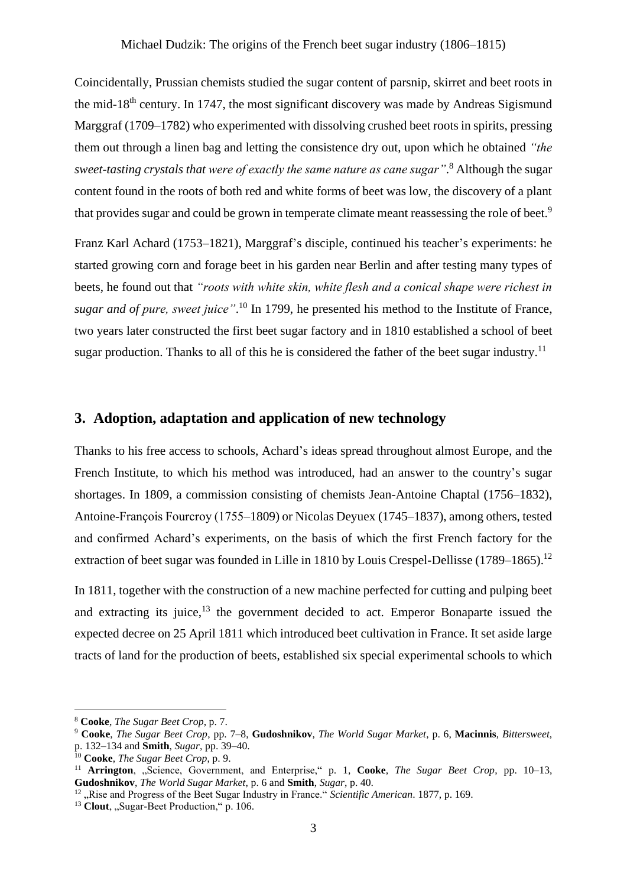Coincidentally, Prussian chemists studied the sugar content of parsnip, skirret and beet roots in the mid-18th century. In 1747, the most significant discovery was made by Andreas Sigismund Marggraf (1709–1782) who experimented with dissolving crushed beet roots in spirits, pressing them out through a linen bag and letting the consistence dry out, upon which he obtained *"the sweet-tasting crystals that were of exactly the same nature as cane sugar"*.[8] Although the sugar content found in the roots of both red and white forms of beet was low, the discovery of a plant that provides sugar and could be grown in temperate climate meant reassessing the role of beet.[9]

Franz Karl Achard (1753–1821), Marggraf's disciple, continued his teacher's experiments: he started growing corn and forage beet in his garden near Berlin and after testing many types of beets, he found out that *"roots with white skin, white flesh and a conical shape were richest in sugar and of pure, sweet juice"*.[10] In 1799, he presented his method to the Institute of France, two years later constructed the first beet sugar factory and in 1810 established a school of beet sugar production. Thanks to all of this he is considered the father of the beet sugar industry.[11]

## 3. Adoption, adaptation and application of new technology

Thanks to his free access to schools, Achard's ideas spread throughout almost Europe, and the French Institute, to which his method was introduced, had an answer to the country's sugar shortages. In 1809, a commission consisting of chemists Jean-Antoine Chaptal (1756–1832), Antoine-François Fourcroy (1755–1809) or Nicolas Deyuex (1745–1837), among others, tested and confirmed Achard's experiments, on the basis of which the first French factory for the extraction of beet sugar was founded in Lille in 1810 by Louis Crespel-Dellisse (1789–1865).[12]

In 1811, together with the construction of a new machine perfected for cutting and pulping beet and extracting its juice,[13] the government decided to act. Emperor Bonaparte issued the expected decree on 25 April 1811 which introduced beet cultivation in France. It set aside large tracts of land for the production of beets, established six special experimental schools to which

---

[8] **Cooke**, *The Sugar Beet Crop*, p. 7.

[9] **Cooke**, *The Sugar Beet Crop*, pp. 7–8, **Gudoshnikov**, *The World Sugar Market*, p. 6, **Macinnis**, *Bittersweet*, p. 132–134 and **Smith**, *Sugar*, pp. 39–40.

[10] **Cooke**, *The Sugar Beet Crop*, p. 9.

[11] **Arrington**, „Science, Government, and Enterprise," p. 1, **Cooke**, *The Sugar Beet Crop*, pp. 10–13, **Gudoshnikov**, *The World Sugar Market*, p. 6 and **Smith**, *Sugar*, p. 40.

[12] „Rise and Progress of the Beet Sugar Industry in France." *Scientific American*. 1877, p. 169.

[13] **Clout**, „Sugar-Beet Production," p. 106.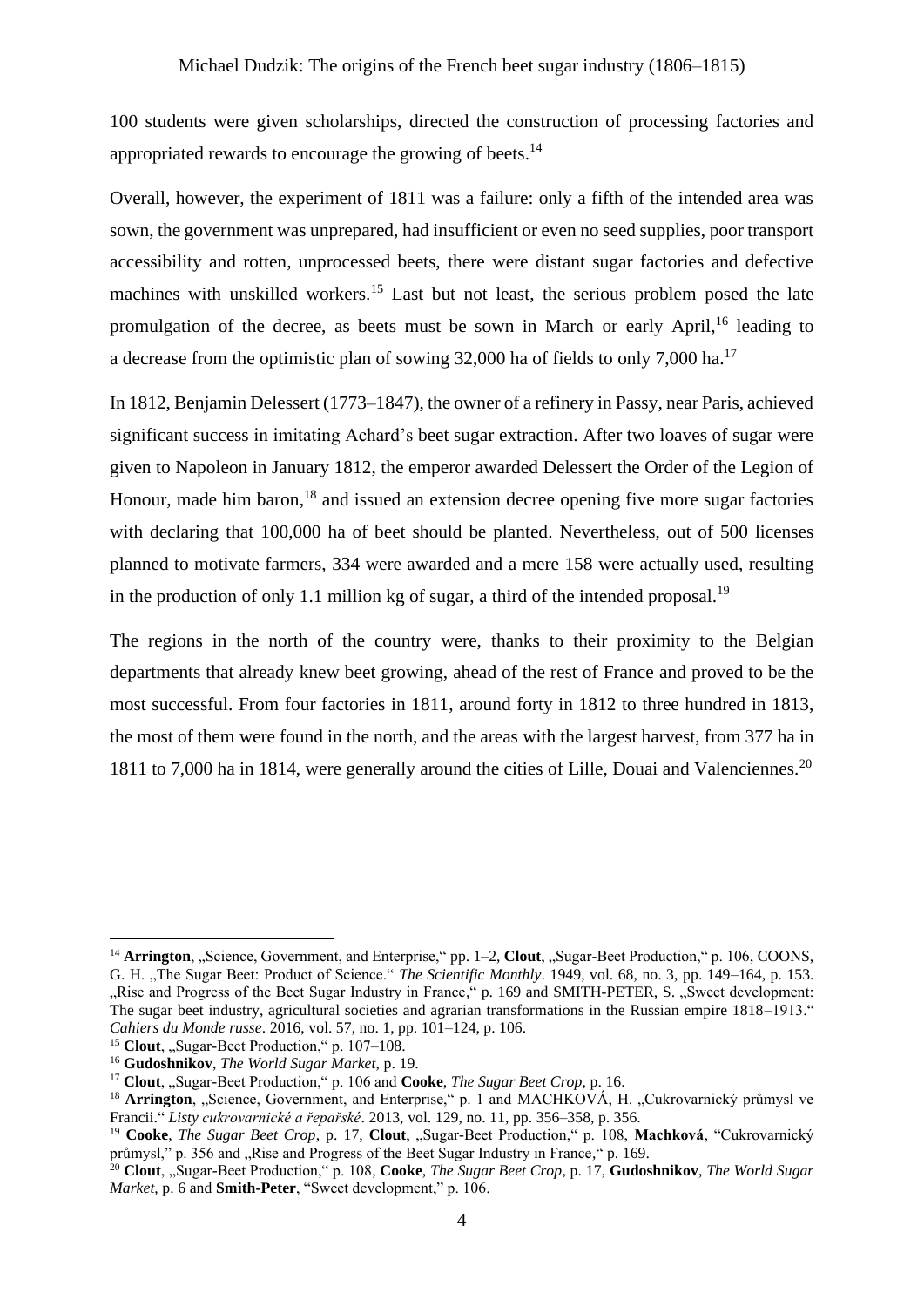100 students were given scholarships, directed the construction of processing factories and appropriated rewards to encourage the growing of beets.[14]

Overall, however, the experiment of 1811 was a failure: only a fifth of the intended area was sown, the government was unprepared, had insufficient or even no seed supplies, poor transport accessibility and rotten, unprocessed beets, there were distant sugar factories and defective machines with unskilled workers.[15] Last but not least, the serious problem posed the late promulgation of the decree, as beets must be sown in March or early April,[16] leading to a decrease from the optimistic plan of sowing 32,000 ha of fields to only 7,000 ha.[17]

In 1812, Benjamin Delessert (1773–1847), the owner of a refinery in Passy, near Paris, achieved significant success in imitating Achard's beet sugar extraction. After two loaves of sugar were given to Napoleon in January 1812, the emperor awarded Delessert the Order of the Legion of Honour, made him baron,[18] and issued an extension decree opening five more sugar factories with declaring that 100,000 ha of beet should be planted. Nevertheless, out of 500 licenses planned to motivate farmers, 334 were awarded and a mere 158 were actually used, resulting in the production of only 1.1 million kg of sugar, a third of the intended proposal.[19]

The regions in the north of the country were, thanks to their proximity to the Belgian departments that already knew beet growing, ahead of the rest of France and proved to be the most successful. From four factories in 1811, around forty in 1812 to three hundred in 1813, the most of them were found in the north, and the areas with the largest harvest, from 377 ha in 1811 to 7,000 ha in 1814, were generally around the cities of Lille, Douai and Valenciennes.[20]

---

[14] **Arrington**, „Science, Government, and Enterprise," pp. 1–2, **Clout**, „Sugar-Beet Production," p. 106, COONS, G. H. „The Sugar Beet: Product of Science." *The Scientific Monthly*. 1949, vol. 68, no. 3, pp. 149–164, p. 153. „Rise and Progress of the Beet Sugar Industry in France," p. 169 and SMITH-PETER, S. „Sweet development: The sugar beet industry, agricultural societies and agrarian transformations in the Russian empire 1818–1913." *Cahiers du Monde russe*. 2016, vol. 57, no. 1, pp. 101–124, p. 106.

[15] **Clout**, „Sugar-Beet Production," p. 107–108.

[16] **Gudoshnikov**, *The World Sugar Market*, p. 19.

[17] **Clout**, „Sugar-Beet Production," p. 106 and **Cooke**, *The Sugar Beet Crop*, p. 16.

[18] **Arrington**, „Science, Government, and Enterprise," p. 1 and MACHKOVÁ, H. „Cukrovarnický průmysl ve Francii." *Listy cukrovarnické a řepařské*. 2013, vol. 129, no. 11, pp. 356–358, p. 356.

[19] **Cooke**, *The Sugar Beet Crop*, p. 17, **Clout**, „Sugar-Beet Production," p. 108, **Machková**, "Cukrovarnický průmysl," p. 356 and „Rise and Progress of the Beet Sugar Industry in France," p. 169.

[20] **Clout**, „Sugar-Beet Production," p. 108, **Cooke**, *The Sugar Beet Crop*, p. 17, **Gudoshnikov**, *The World Sugar Market*, p. 6 and **Smith-Peter**, "Sweet development," p. 106.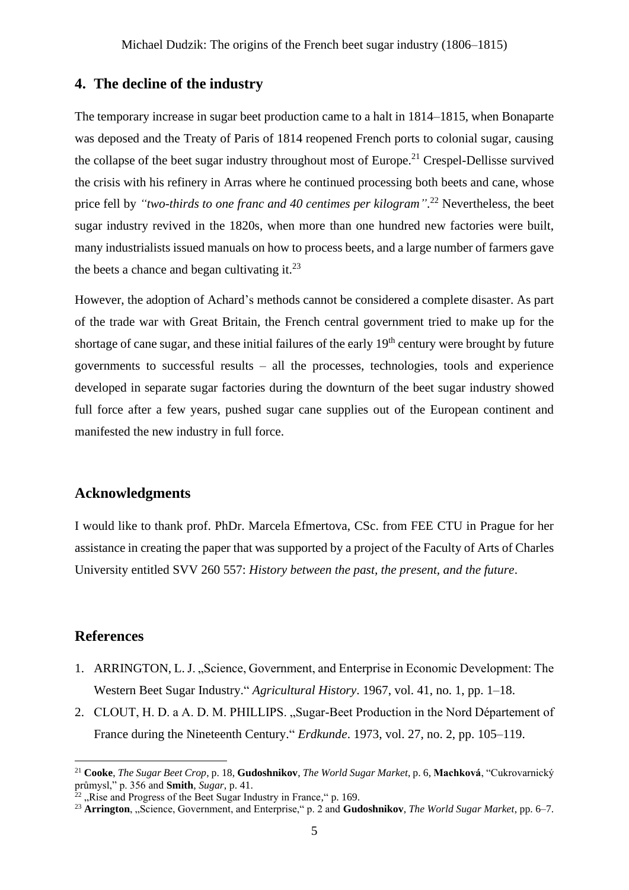## 4. The decline of the industry

The temporary increase in sugar beet production came to a halt in 1814–1815, when Bonaparte was deposed and the Treaty of Paris of 1814 reopened French ports to colonial sugar, causing the collapse of the beet sugar industry throughout most of Europe.[21] Crespel-Dellisse survived the crisis with his refinery in Arras where he continued processing both beets and cane, whose price fell by *"two-thirds to one franc and 40 centimes per kilogram"*.[22] Nevertheless, the beet sugar industry revived in the 1820s, when more than one hundred new factories were built, many industrialists issued manuals on how to process beets, and a large number of farmers gave the beets a chance and began cultivating it.[23]

However, the adoption of Achard's methods cannot be considered a complete disaster. As part of the trade war with Great Britain, the French central government tried to make up for the shortage of cane sugar, and these initial failures of the early 19th century were brought by future governments to successful results – all the processes, technologies, tools and experience developed in separate sugar factories during the downturn of the beet sugar industry showed full force after a few years, pushed sugar cane supplies out of the European continent and manifested the new industry in full force.

## Acknowledgments

I would like to thank prof. PhDr. Marcela Efmertova, CSc. from FEE CTU in Prague for her assistance in creating the paper that was supported by a project of the Faculty of Arts of Charles University entitled SVV 260 557: *History between the past, the present, and the future*.

## References

1. ARRINGTON, L. J. „Science, Government, and Enterprise in Economic Development: The Western Beet Sugar Industry." *Agricultural History*. 1967, vol. 41, no. 1, pp. 1–18.
2. CLOUT, H. D. a A. D. M. PHILLIPS. „Sugar-Beet Production in the Nord Département of France during the Nineteenth Century." *Erdkunde*. 1973, vol. 27, no. 2, pp. 105–119.

---

[21] **Cooke**, *The Sugar Beet Crop*, p. 18, **Gudoshnikov**, *The World Sugar Market*, p. 6, **Machková**, "Cukrovarnický průmysl," p. 356 and **Smith**, *Sugar*, p. 41.

[22] „Rise and Progress of the Beet Sugar Industry in France," p. 169.

[23] **Arrington**, „Science, Government, and Enterprise," p. 2 and **Gudoshnikov**, *The World Sugar Market*, pp. 6–7.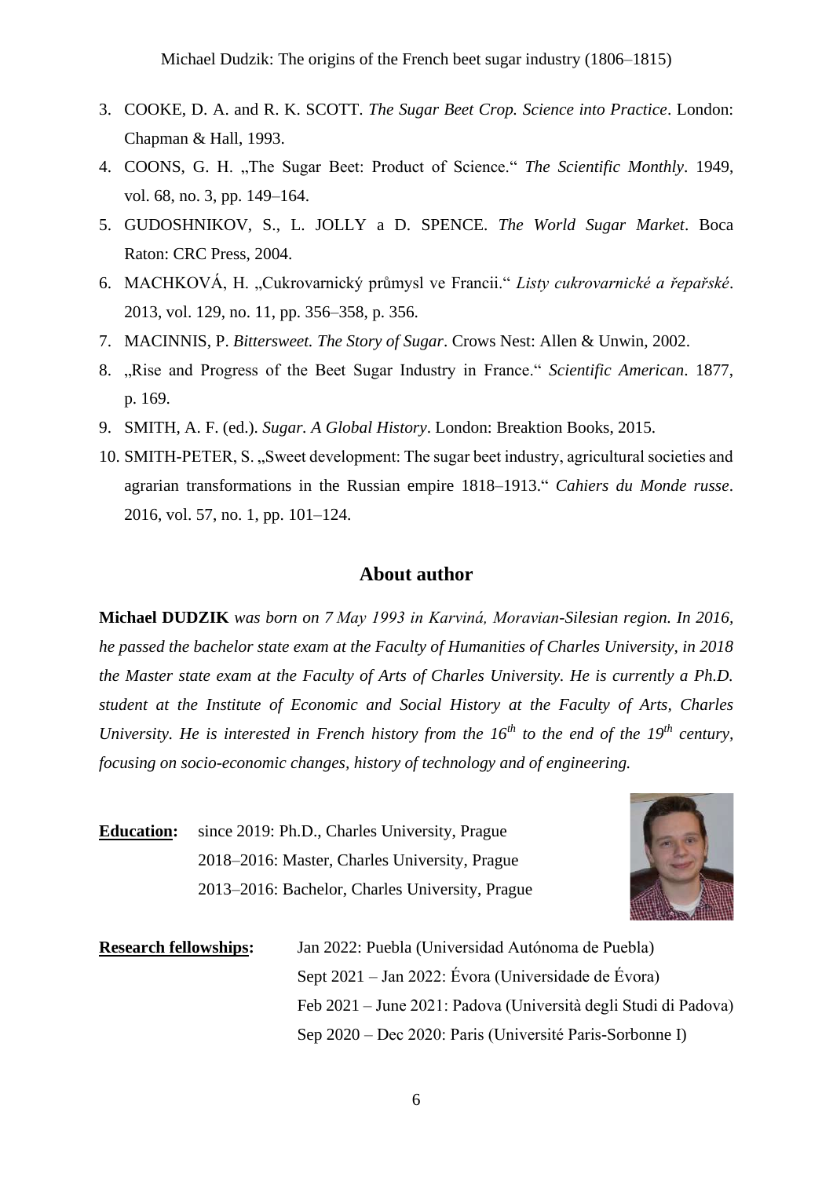3. COOKE, D. A. and R. K. SCOTT. *The Sugar Beet Crop. Science into Practice*. London: Chapman & Hall, 1993.
4. COONS, G. H. „The Sugar Beet: Product of Science." *The Scientific Monthly*. 1949, vol. 68, no. 3, pp. 149–164.
5. GUDOSHNIKOV, S., L. JOLLY a D. SPENCE. *The World Sugar Market*. Boca Raton: CRC Press, 2004.
6. MACHKOVÁ, H. „Cukrovarnický průmysl ve Francii." *Listy cukrovarnické a řepařské*. 2013, vol. 129, no. 11, pp. 356–358, p. 356.
7. MACINNIS, P. *Bittersweet. The Story of Sugar*. Crows Nest: Allen & Unwin, 2002.
8. „Rise and Progress of the Beet Sugar Industry in France." *Scientific American*. 1877, p. 169.
9. SMITH, A. F. (ed.). *Sugar. A Global History*. London: Breaktion Books, 2015.
10. SMITH-PETER, S. „Sweet development: The sugar beet industry, agricultural societies and agrarian transformations in the Russian empire 1818–1913." *Cahiers du Monde russe*. 2016, vol. 57, no. 1, pp. 101–124.

## About author

**Michael DUDZIK** *was born on 7 May 1993 in Karviná, Moravian-Silesian region. In 2016, he passed the bachelor state exam at the Faculty of Humanities of Charles University, in 2018 the Master state exam at the Faculty of Arts of Charles University. He is currently a Ph.D. student at the Institute of Economic and Social History at the Faculty of Arts, Charles University. He is interested in French history from the 16th to the end of the 19th century, focusing on socio-economic changes, history of technology and of engineering.*

**Education:**
since 2019: Ph.D., Charles University, Prague
2018–2016: Master, Charles University, Prague
2013–2016: Bachelor, Charles University, Prague

**Research fellowships:**
Jan 2022: Puebla (Universidad Autónoma de Puebla)
Sept 2021 – Jan 2022: Évora (Universidade de Évora)
Feb 2021 – June 2021: Padova (Università degli Studi di Padova)
Sep 2020 – Dec 2020: Paris (Université Paris-Sorbonne I)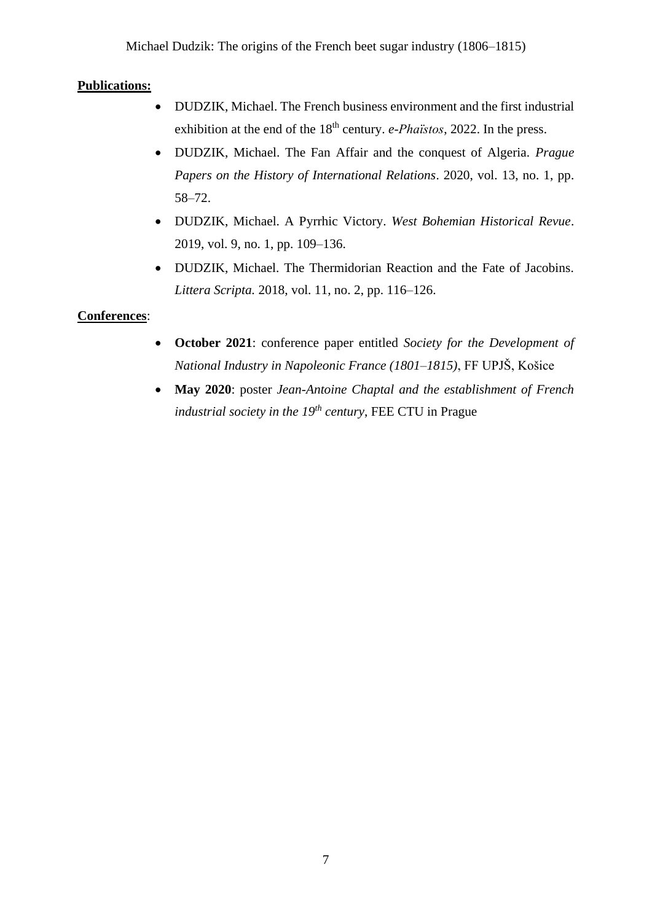**Publications:**

- DUDZIK, Michael. The French business environment and the first industrial exhibition at the end of the $18^{th}$ century. *e-Phaïstos*, 2022. In the press.
- DUDZIK, Michael. The Fan Affair and the conquest of Algeria. *Prague Papers on the History of International Relations*. 2020, vol. 13, no. 1, pp. 58–72.
- DUDZIK, Michael. A Pyrrhic Victory. *West Bohemian Historical Revue*. 2019, vol. 9, no. 1, pp. 109–136.
- DUDZIK, Michael. The Thermidorian Reaction and the Fate of Jacobins. *Littera Scripta.* 2018, vol. 11, no. 2, pp. 116–126.

**Conferences**:

- **October 2021**: conference paper entitled *Society for the Development of National Industry in Napoleonic France (1801–1815)*, FF UPJŠ, Košice
- **May 2020**: poster *Jean-Antoine Chaptal and the establishment of French industrial society in the $19^{th}$ century*, FEE CTU in Prague